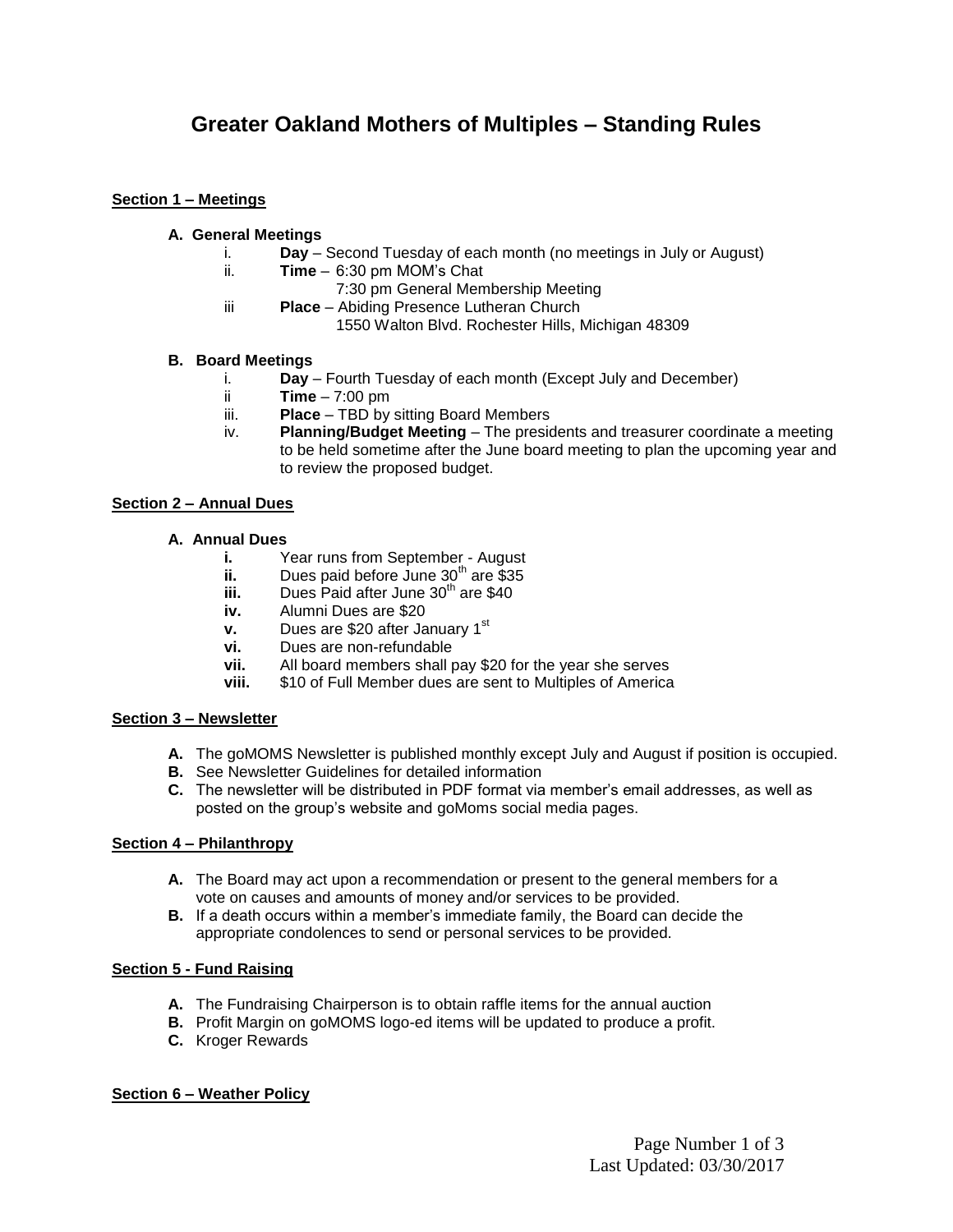# Greater Oakland Mothers of Multiples – Standing Rules

## Section 1 – Meetings

### A. General Meetings

- i. **Day** – Second Tuesday of each month (no meetings in July or August)
- ii. **Time** – 6:30 pm MOM's Chat
  7:30 pm General Membership Meeting
- iii **Place** – Abiding Presence Lutheran Church
  1550 Walton Blvd. Rochester Hills, Michigan 48309

### B. Board Meetings

- i. **Day** – Fourth Tuesday of each month (Except July and December)
- ii **Time** – 7:00 pm
- iii. **Place** – TBD by sitting Board Members
- iv. **Planning/Budget Meeting** – The presidents and treasurer coordinate a meeting to be held sometime after the June board meeting to plan the upcoming year and to review the proposed budget.

## Section 2 – Annual Dues

### A. Annual Dues

- **i.** Year runs from September - August
- **ii.** Dues paid before June 30th are $35
- **iii.** Dues Paid after June 30th are $40
- **iv.** Alumni Dues are $20
- **v.** Dues are $20 after January 1st
- **vi.** Dues are non-refundable
- **vii.** All board members shall pay $20 for the year she serves
- **viii.** $10 of Full Member dues are sent to Multiples of America

## Section 3 – Newsletter

- **A.** The goMOMS Newsletter is published monthly except July and August if position is occupied.
- **B.** See Newsletter Guidelines for detailed information
- **C.** The newsletter will be distributed in PDF format via member's email addresses, as well as posted on the group's website and goMoms social media pages.

## Section 4 – Philanthropy

- **A.** The Board may act upon a recommendation or present to the general members for a vote on causes and amounts of money and/or services to be provided.
- **B.** If a death occurs within a member's immediate family, the Board can decide the appropriate condolences to send or personal services to be provided.

## Section 5 - Fund Raising

- **A.** The Fundraising Chairperson is to obtain raffle items for the annual auction
- **B.** Profit Margin on goMOMS logo-ed items will be updated to produce a profit.
- **C.** Kroger Rewards

## Section 6 – Weather Policy

Last Updated: 03/30/2017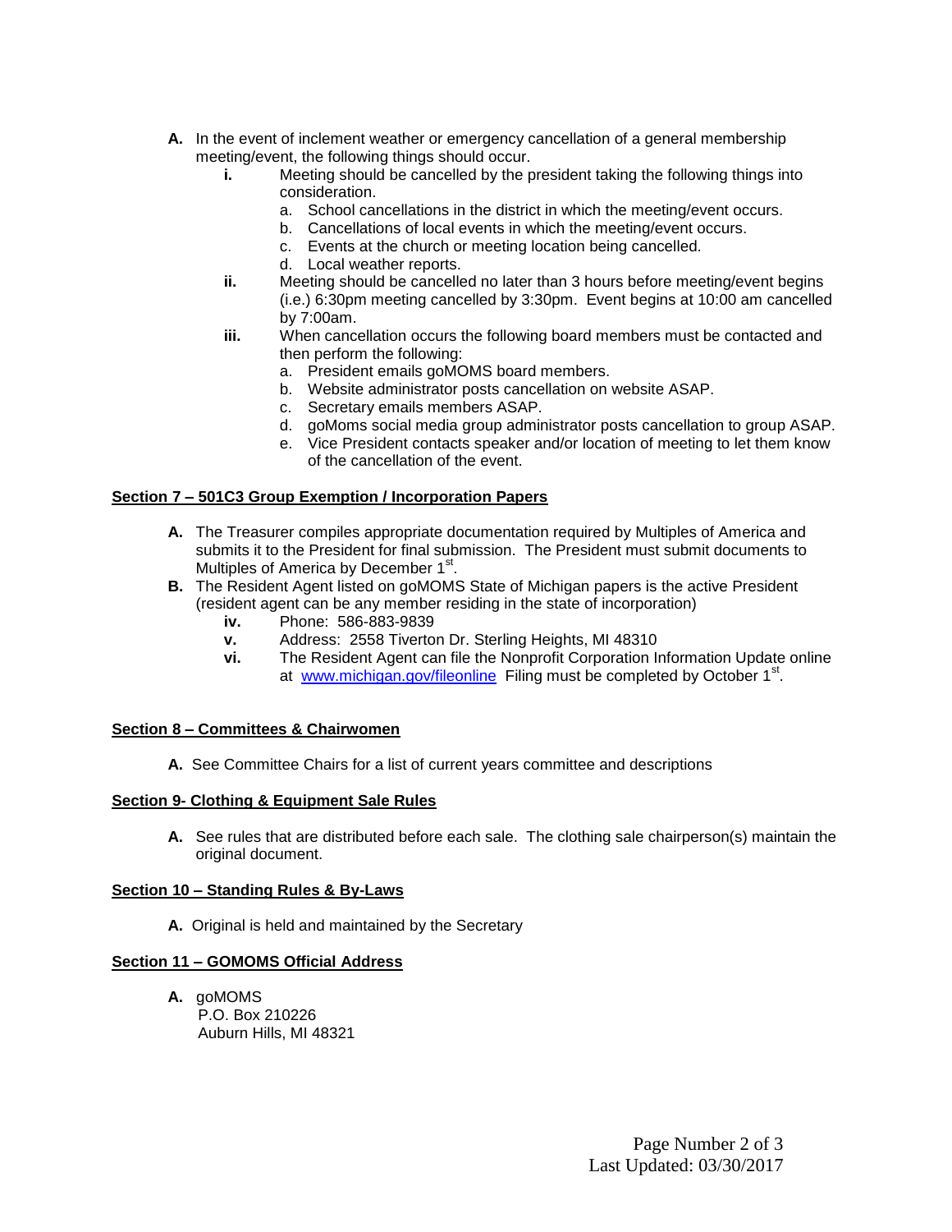**A.** In the event of inclement weather or emergency cancellation of a general membership meeting/event, the following things should occur.

- **i.** Meeting should be cancelled by the president taking the following things into consideration.
  - a. School cancellations in the district in which the meeting/event occurs.
  - b. Cancellations of local events in which the meeting/event occurs.
  - c. Events at the church or meeting location being cancelled.
  - d. Local weather reports.
- **ii.** Meeting should be cancelled no later than 3 hours before meeting/event begins (i.e.) 6:30pm meeting cancelled by 3:30pm. Event begins at 10:00 am cancelled by 7:00am.
- **iii.** When cancellation occurs the following board members must be contacted and then perform the following:
  - a. President emails goMOMS board members.
  - b. Website administrator posts cancellation on website ASAP.
  - c. Secretary emails members ASAP.
  - d. goMoms social media group administrator posts cancellation to group ASAP.
  - e. Vice President contacts speaker and/or location of meeting to let them know of the cancellation of the event.

## Section 7 – 501C3 Group Exemption / Incorporation Papers

**A.** The Treasurer compiles appropriate documentation required by Multiples of America and submits it to the President for final submission. The President must submit documents to Multiples of America by December 1st.

**B.** The Resident Agent listed on goMOMS State of Michigan papers is the active President (resident agent can be any member residing in the state of incorporation)

- **iv.** Phone: 586-883-9839
- **v.** Address: 2558 Tiverton Dr. Sterling Heights, MI 48310
- **vi.** The Resident Agent can file the Nonprofit Corporation Information Update online at www.michigan.gov/fileonline Filing must be completed by October 1st.

## Section 8 – Committees & Chairwomen

**A.** See Committee Chairs for a list of current years committee and descriptions

## Section 9- Clothing & Equipment Sale Rules

**A.** See rules that are distributed before each sale. The clothing sale chairperson(s) maintain the original document.

## Section 10 – Standing Rules & By-Laws

**A.** Original is held and maintained by the Secretary

## Section 11 – GOMOMS Official Address

**A.** goMOMS
P.O. Box 210226
Auburn Hills, MI 48321

Last Updated: 03/30/2017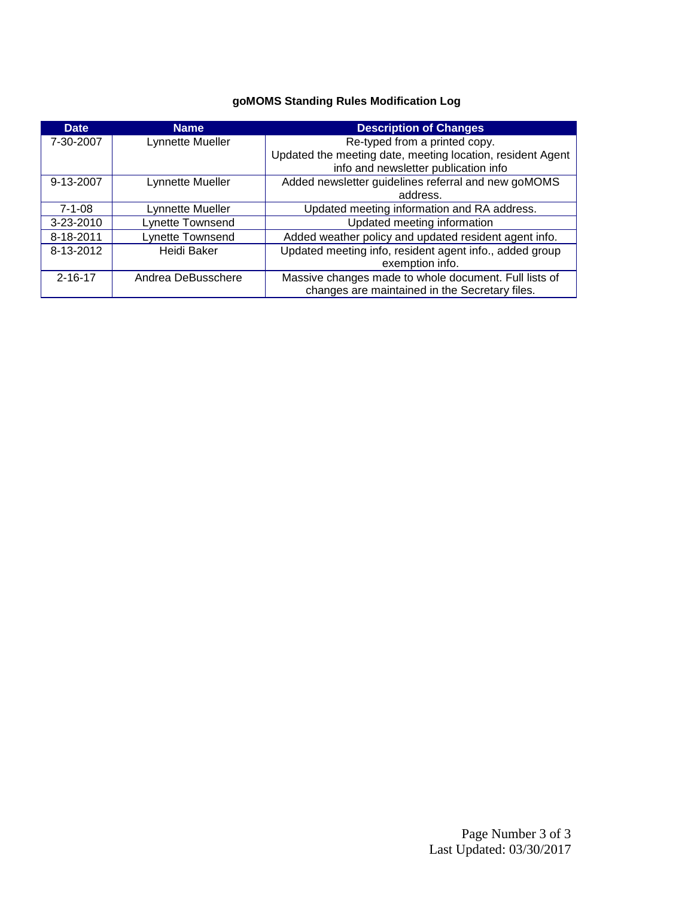**goMOMS Standing Rules Modification Log**

| Date | Name | Description of Changes |
|---|---|---|
| 7-30-2007 | Lynnette Mueller | Re-typed from a printed copy. Updated the meeting date, meeting location, resident Agent info and newsletter publication info |
| 9-13-2007 | Lynnette Mueller | Added newsletter guidelines referral and new goMOMS address. |
| 7-1-08 | Lynnette Mueller | Updated meeting information and RA address. |
| 3-23-2010 | Lynette Townsend | Updated meeting information |
| 8-18-2011 | Lynette Townsend | Added weather policy and updated resident agent info. |
| 8-13-2012 | Heidi Baker | Updated meeting info, resident agent info., added group exemption info. |
| 2-16-17 | Andrea DeBusschere | Massive changes made to whole document. Full lists of changes are maintained in the Secretary files. |

Last Updated: 03/30/2017